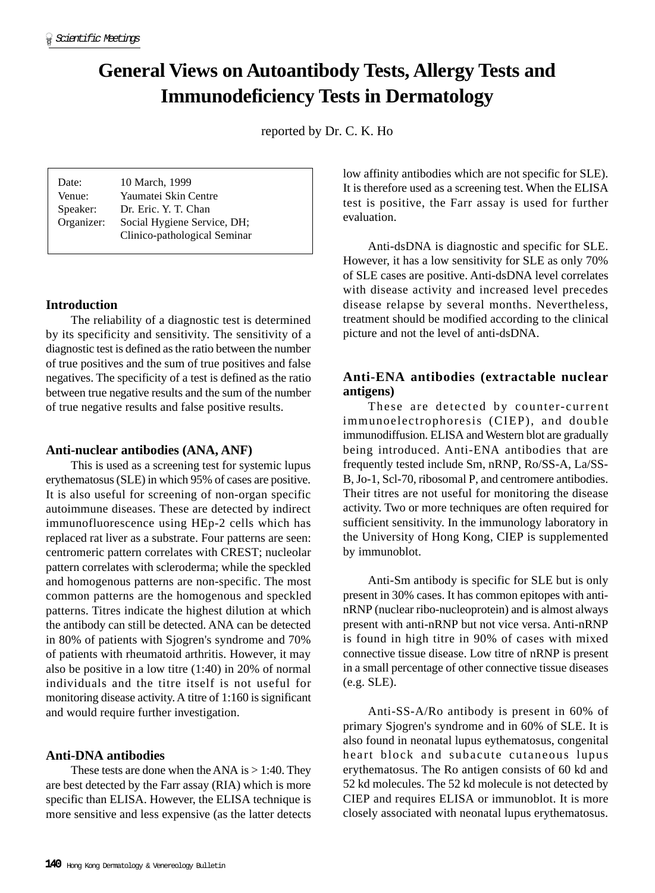# General Views on Autoantibody Tests, Allergy Tests and Immunodeficiency Tests in Dermatology

reported by Dr. C. K. Ho

| | |
|---|---|
| Date: | 10 March, 1999 |
| Venue: | Yaumatei Skin Centre |
| Speaker: | Dr. Eric. Y. T. Chan |
| Organizer: | Social Hygiene Service, DH; Clinico-pathological Seminar |

## Introduction

The reliability of a diagnostic test is determined by its specificity and sensitivity. The sensitivity of a diagnostic test is defined as the ratio between the number of true positives and the sum of true positives and false negatives. The specificity of a test is defined as the ratio between true negative results and the sum of the number of true negative results and false positive results.

## Anti-nuclear antibodies (ANA, ANF)

This is used as a screening test for systemic lupus erythematosus (SLE) in which 95% of cases are positive. It is also useful for screening of non-organ specific autoimmune diseases. These are detected by indirect immunofluorescence using HEp-2 cells which has replaced rat liver as a substrate. Four patterns are seen: centromeric pattern correlates with CREST; nucleolar pattern correlates with scleroderma; while the speckled and homogenous patterns are non-specific. The most common patterns are the homogenous and speckled patterns. Titres indicate the highest dilution at which the antibody can still be detected. ANA can be detected in 80% of patients with Sjogren's syndrome and 70% of patients with rheumatoid arthritis. However, it may also be positive in a low titre (1:40) in 20% of normal individuals and the titre itself is not useful for monitoring disease activity. A titre of 1:160 is significant and would require further investigation.

## Anti-DNA antibodies

These tests are done when the ANA is > 1:40. They are best detected by the Farr assay (RIA) which is more specific than ELISA. However, the ELISA technique is more sensitive and less expensive (as the latter detects low affinity antibodies which are not specific for SLE). It is therefore used as a screening test. When the ELISA test is positive, the Farr assay is used for further evaluation.

Anti-dsDNA is diagnostic and specific for SLE. However, it has a low sensitivity for SLE as only 70% of SLE cases are positive. Anti-dsDNA level correlates with disease activity and increased level precedes disease relapse by several months. Nevertheless, treatment should be modified according to the clinical picture and not the level of anti-dsDNA.

## Anti-ENA antibodies (extractable nuclear antigens)

These are detected by counter-current immunoelectrophoresis (CIEP), and double immunodiffusion. ELISA and Western blot are gradually being introduced. Anti-ENA antibodies that are frequently tested include Sm, nRNP, Ro/SS-A, La/SS-B, Jo-1, Scl-70, ribosomal P, and centromere antibodies. Their titres are not useful for monitoring the disease activity. Two or more techniques are often required for sufficient sensitivity. In the immunology laboratory in the University of Hong Kong, CIEP is supplemented by immunoblot.

Anti-Sm antibody is specific for SLE but is only present in 30% cases. It has common epitopes with anti-nRNP (nuclear ribo-nucleoprotein) and is almost always present with anti-nRNP but not vice versa. Anti-nRNP is found in high titre in 90% of cases with mixed connective tissue disease. Low titre of nRNP is present in a small percentage of other connective tissue diseases (e.g. SLE).

Anti-SS-A/Ro antibody is present in 60% of primary Sjogren's syndrome and in 60% of SLE. It is also found in neonatal lupus eythematosus, congenital heart block and subacute cutaneous lupus erythematosus. The Ro antigen consists of 60 kd and 52 kd molecules. The 52 kd molecule is not detected by CIEP and requires ELISA or immunoblot. It is more closely associated with neonatal lupus erythematosus.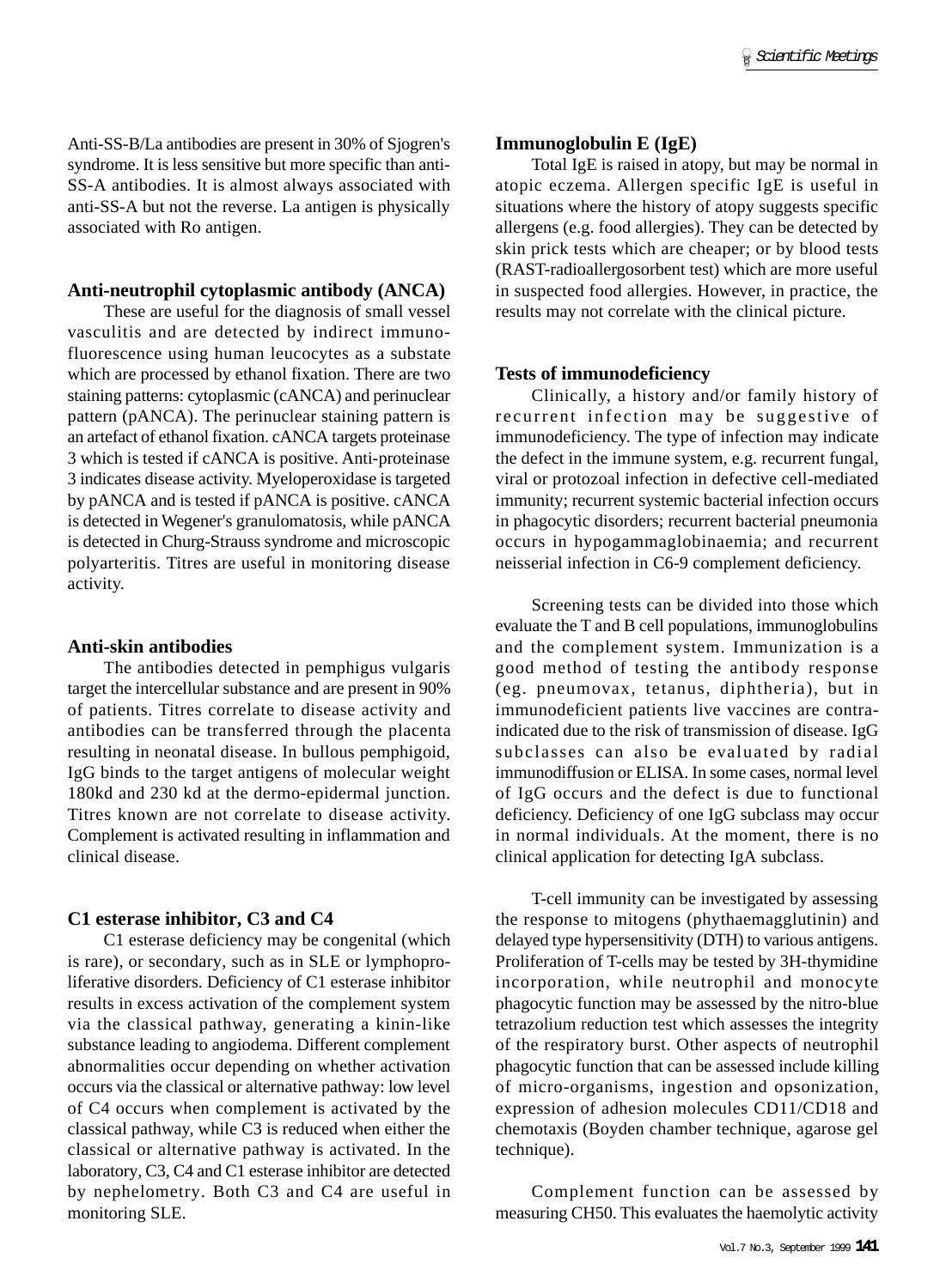Anti-SS-B/La antibodies are present in 30% of Sjogren's syndrome. It is less sensitive but more specific than anti-SS-A antibodies. It is almost always associated with anti-SS-A but not the reverse. La antigen is physically associated with Ro antigen.

### Anti-neutrophil cytoplasmic antibody (ANCA)

These are useful for the diagnosis of small vessel vasculitis and are detected by indirect immuno-fluorescence using human leucocytes as a substate which are processed by ethanol fixation. There are two staining patterns: cytoplasmic (cANCA) and perinuclear pattern (pANCA). The perinuclear staining pattern is an artefact of ethanol fixation. cANCA targets proteinase 3 which is tested if cANCA is positive. Anti-proteinase 3 indicates disease activity. Myeloperoxidase is targeted by pANCA and is tested if pANCA is positive. cANCA is detected in Wegener's granulomatosis, while pANCA is detected in Churg-Strauss syndrome and microscopic polyarteritis. Titres are useful in monitoring disease activity.

### Anti-skin antibodies

The antibodies detected in pemphigus vulgaris target the intercellular substance and are present in 90% of patients. Titres correlate to disease activity and antibodies can be transferred through the placenta resulting in neonatal disease. In bullous pemphigoid, IgG binds to the target antigens of molecular weight 180kd and 230 kd at the dermo-epidermal junction. Titres known are not correlate to disease activity. Complement is activated resulting in inflammation and clinical disease.

### C1 esterase inhibitor, C3 and C4

C1 esterase deficiency may be congenital (which is rare), or secondary, such as in SLE or lymphoproliferative disorders. Deficiency of C1 esterase inhibitor results in excess activation of the complement system via the classical pathway, generating a kinin-like substance leading to angiodema. Different complement abnormalities occur depending on whether activation occurs via the classical or alternative pathway: low level of C4 occurs when complement is activated by the classical pathway, while C3 is reduced when either the classical or alternative pathway is activated. In the laboratory, C3, C4 and C1 esterase inhibitor are detected by nephelometry. Both C3 and C4 are useful in monitoring SLE.

### Immunoglobulin E (IgE)

Total IgE is raised in atopy, but may be normal in atopic eczema. Allergen specific IgE is useful in situations where the history of atopy suggests specific allergens (e.g. food allergies). They can be detected by skin prick tests which are cheaper; or by blood tests (RAST-radioallergosorbent test) which are more useful in suspected food allergies. However, in practice, the results may not correlate with the clinical picture.

### Tests of immunodeficiency

Clinically, a history and/or family history of recurrent infection may be suggestive of immunodeficiency. The type of infection may indicate the defect in the immune system, e.g. recurrent fungal, viral or protozoal infection in defective cell-mediated immunity; recurrent systemic bacterial infection occurs in phagocytic disorders; recurrent bacterial pneumonia occurs in hypogammaglobinaemia; and recurrent neisserial infection in C6-9 complement deficiency.

Screening tests can be divided into those which evaluate the T and B cell populations, immunoglobulins and the complement system. Immunization is a good method of testing the antibody response (eg. pneumovax, tetanus, diphtheria), but in immunodeficient patients live vaccines are contra-indicated due to the risk of transmission of disease. IgG subclasses can also be evaluated by radial immunodiffusion or ELISA. In some cases, normal level of IgG occurs and the defect is due to functional deficiency. Deficiency of one IgG subclass may occur in normal individuals. At the moment, there is no clinical application for detecting IgA subclass.

T-cell immunity can be investigated by assessing the response to mitogens (phythaemagglutinin) and delayed type hypersensitivity (DTH) to various antigens. Proliferation of T-cells may be tested by 3H-thymidine incorporation, while neutrophil and monocyte phagocytic function may be assessed by the nitro-blue tetrazolium reduction test which assesses the integrity of the respiratory burst. Other aspects of neutrophil phagocytic function that can be assessed include killing of micro-organisms, ingestion and opsonization, expression of adhesion molecules CD11/CD18 and chemotaxis (Boyden chamber technique, agarose gel technique).

Complement function can be assessed by measuring CH50. This evaluates the haemolytic activity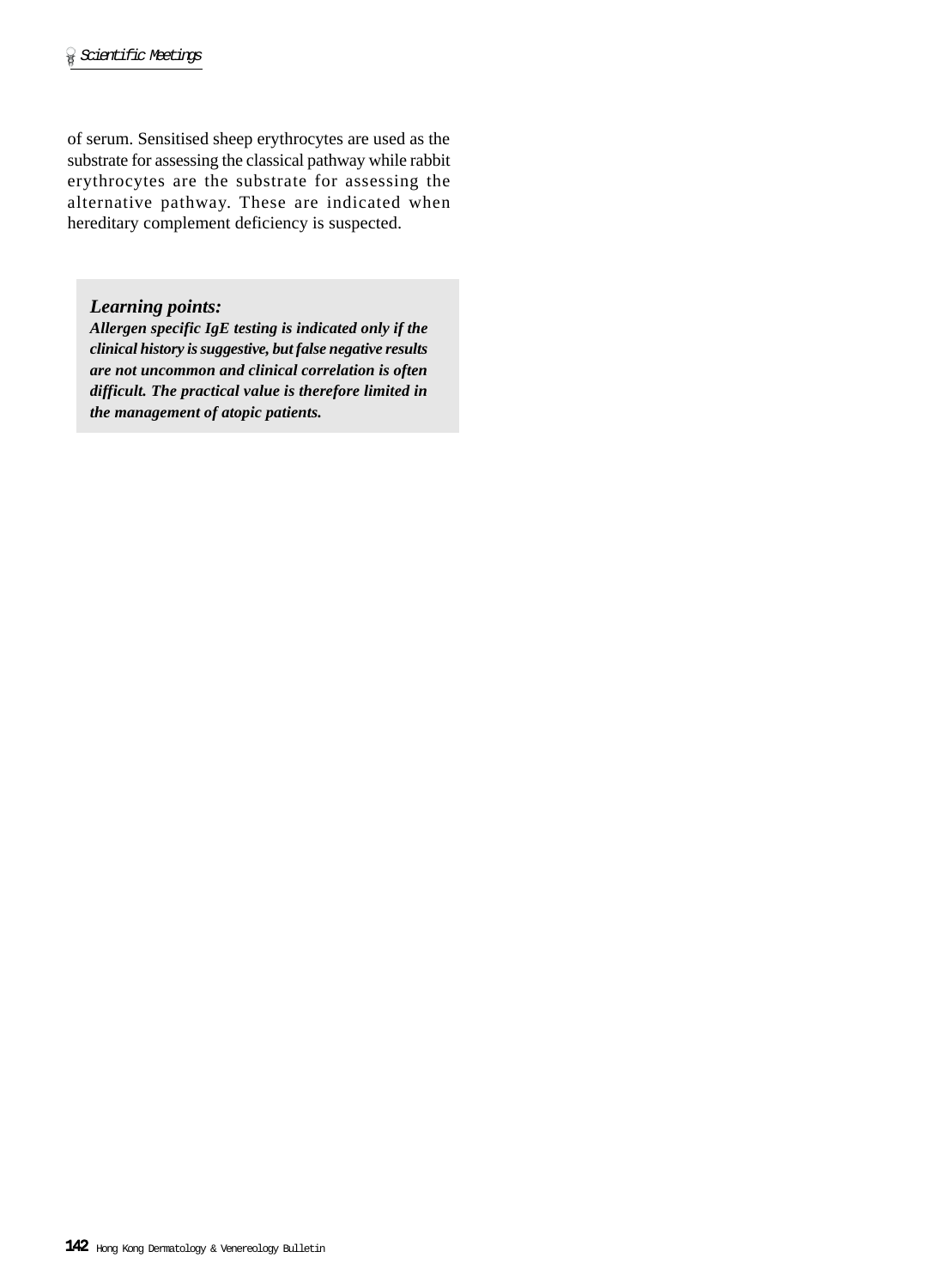of serum. Sensitised sheep erythrocytes are used as the substrate for assessing the classical pathway while rabbit erythrocytes are the substrate for assessing the alternative pathway. These are indicated when hereditary complement deficiency is suspected.

***Learning points:***

***Allergen specific IgE testing is indicated only if the clinical history is suggestive, but false negative results are not uncommon and clinical correlation is often difficult. The practical value is therefore limited in the management of atopic patients.***